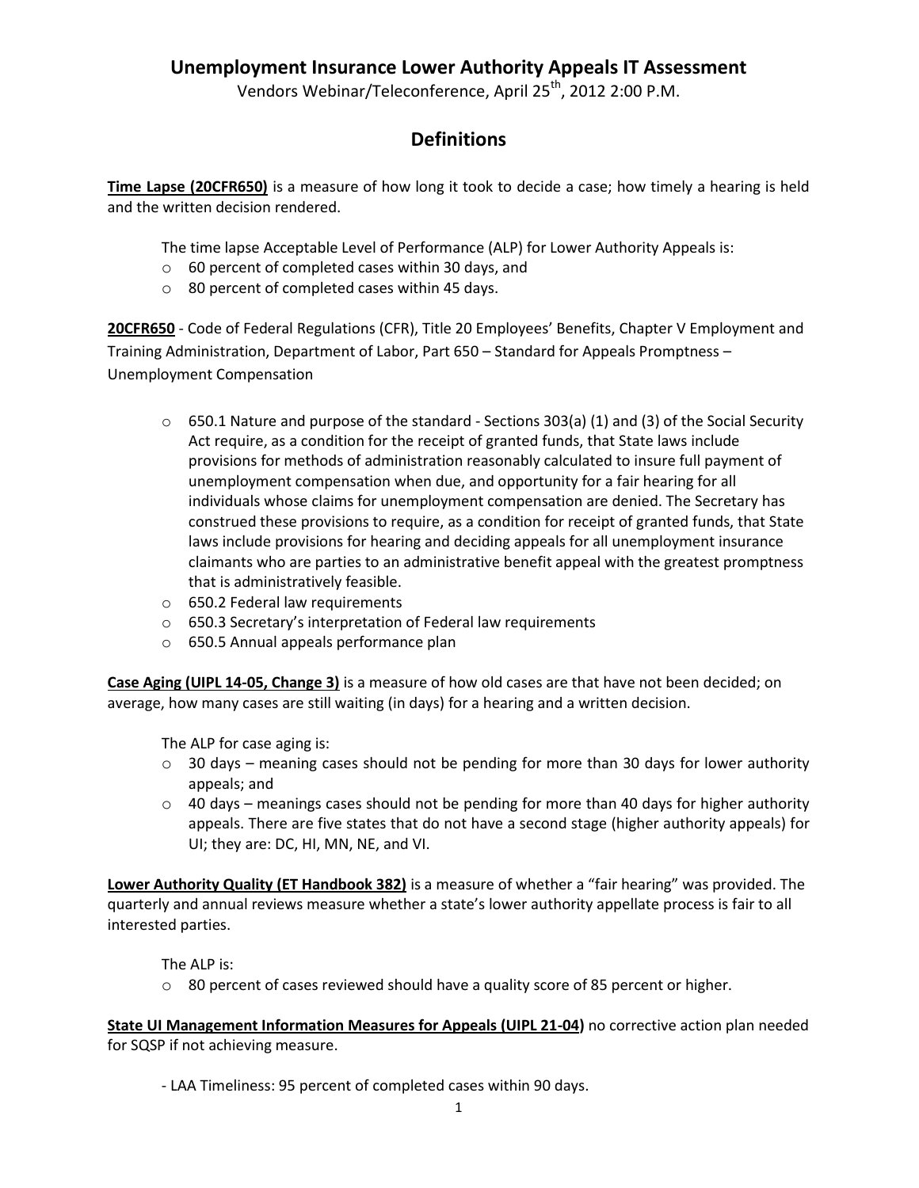# Unemployment Insurance Lower Authority Appeals IT Assessment

Vendors Webinar/Teleconference, April 25th, 2012 2:00 P.M.

## Definitions

**Time Lapse (20CFR650)** is a measure of how long it took to decide a case; how timely a hearing is held and the written decision rendered.

The time lapse Acceptable Level of Performance (ALP) for Lower Authority Appeals is:

- 60 percent of completed cases within 30 days, and
- 80 percent of completed cases within 45 days.

**20CFR650** - Code of Federal Regulations (CFR), Title 20 Employees' Benefits, Chapter V Employment and Training Administration, Department of Labor, Part 650 – Standard for Appeals Promptness – Unemployment Compensation

- 650.1 Nature and purpose of the standard - Sections 303(a) (1) and (3) of the Social Security Act require, as a condition for the receipt of granted funds, that State laws include provisions for methods of administration reasonably calculated to insure full payment of unemployment compensation when due, and opportunity for a fair hearing for all individuals whose claims for unemployment compensation are denied. The Secretary has construed these provisions to require, as a condition for receipt of granted funds, that State laws include provisions for hearing and deciding appeals for all unemployment insurance claimants who are parties to an administrative benefit appeal with the greatest promptness that is administratively feasible.
- 650.2 Federal law requirements
- 650.3 Secretary's interpretation of Federal law requirements
- 650.5 Annual appeals performance plan

**Case Aging (UIPL 14-05, Change 3)** is a measure of how old cases are that have not been decided; on average, how many cases are still waiting (in days) for a hearing and a written decision.

The ALP for case aging is:

- 30 days – meaning cases should not be pending for more than 30 days for lower authority appeals; and
- 40 days – meanings cases should not be pending for more than 40 days for higher authority appeals. There are five states that do not have a second stage (higher authority appeals) for UI; they are: DC, HI, MN, NE, and VI.

**Lower Authority Quality (ET Handbook 382)** is a measure of whether a "fair hearing" was provided. The quarterly and annual reviews measure whether a state's lower authority appellate process is fair to all interested parties.

The ALP is:

- 80 percent of cases reviewed should have a quality score of 85 percent or higher.

**State UI Management Information Measures for Appeals (UIPL 21-04)** no corrective action plan needed for SQSP if not achieving measure.

- LAA Timeliness: 95 percent of completed cases within 90 days.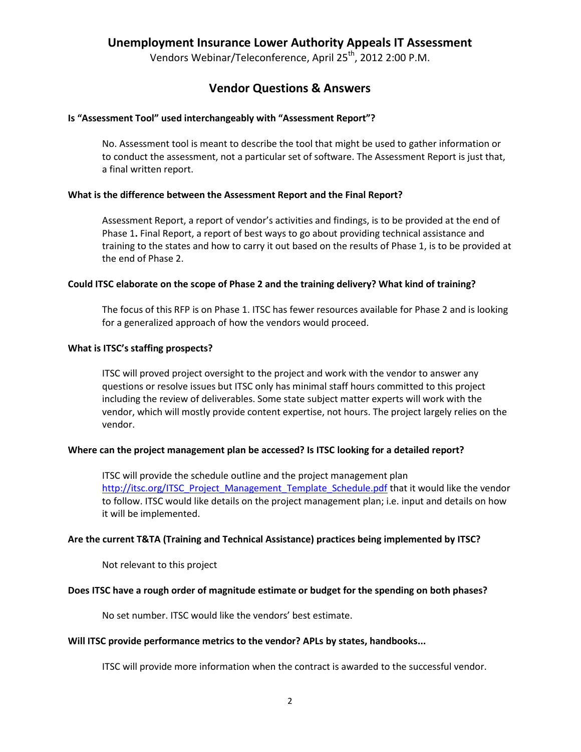# Unemployment Insurance Lower Authority Appeals IT Assessment

Vendors Webinar/Teleconference, April 25th, 2012 2:00 P.M.

## Vendor Questions & Answers

**Is "Assessment Tool" used interchangeably with "Assessment Report"?**

No. Assessment tool is meant to describe the tool that might be used to gather information or to conduct the assessment, not a particular set of software. The Assessment Report is just that, a final written report.

**What is the difference between the Assessment Report and the Final Report?**

Assessment Report, a report of vendor's activities and findings, is to be provided at the end of Phase 1**.** Final Report, a report of best ways to go about providing technical assistance and training to the states and how to carry it out based on the results of Phase 1, is to be provided at the end of Phase 2.

**Could ITSC elaborate on the scope of Phase 2 and the training delivery? What kind of training?**

The focus of this RFP is on Phase 1. ITSC has fewer resources available for Phase 2 and is looking for a generalized approach of how the vendors would proceed.

**What is ITSC's staffing prospects?**

ITSC will proved project oversight to the project and work with the vendor to answer any questions or resolve issues but ITSC only has minimal staff hours committed to this project including the review of deliverables. Some state subject matter experts will work with the vendor, which will mostly provide content expertise, not hours. The project largely relies on the vendor.

**Where can the project management plan be accessed? Is ITSC looking for a detailed report?**

ITSC will provide the schedule outline and the project management plan http://itsc.org/ITSC_Project_Management_Template_Schedule.pdf that it would like the vendor to follow. ITSC would like details on the project management plan; i.e. input and details on how it will be implemented.

**Are the current T&TA (Training and Technical Assistance) practices being implemented by ITSC?**

Not relevant to this project

**Does ITSC have a rough order of magnitude estimate or budget for the spending on both phases?**

No set number. ITSC would like the vendors' best estimate.

**Will ITSC provide performance metrics to the vendor? APLs by states, handbooks...**

ITSC will provide more information when the contract is awarded to the successful vendor.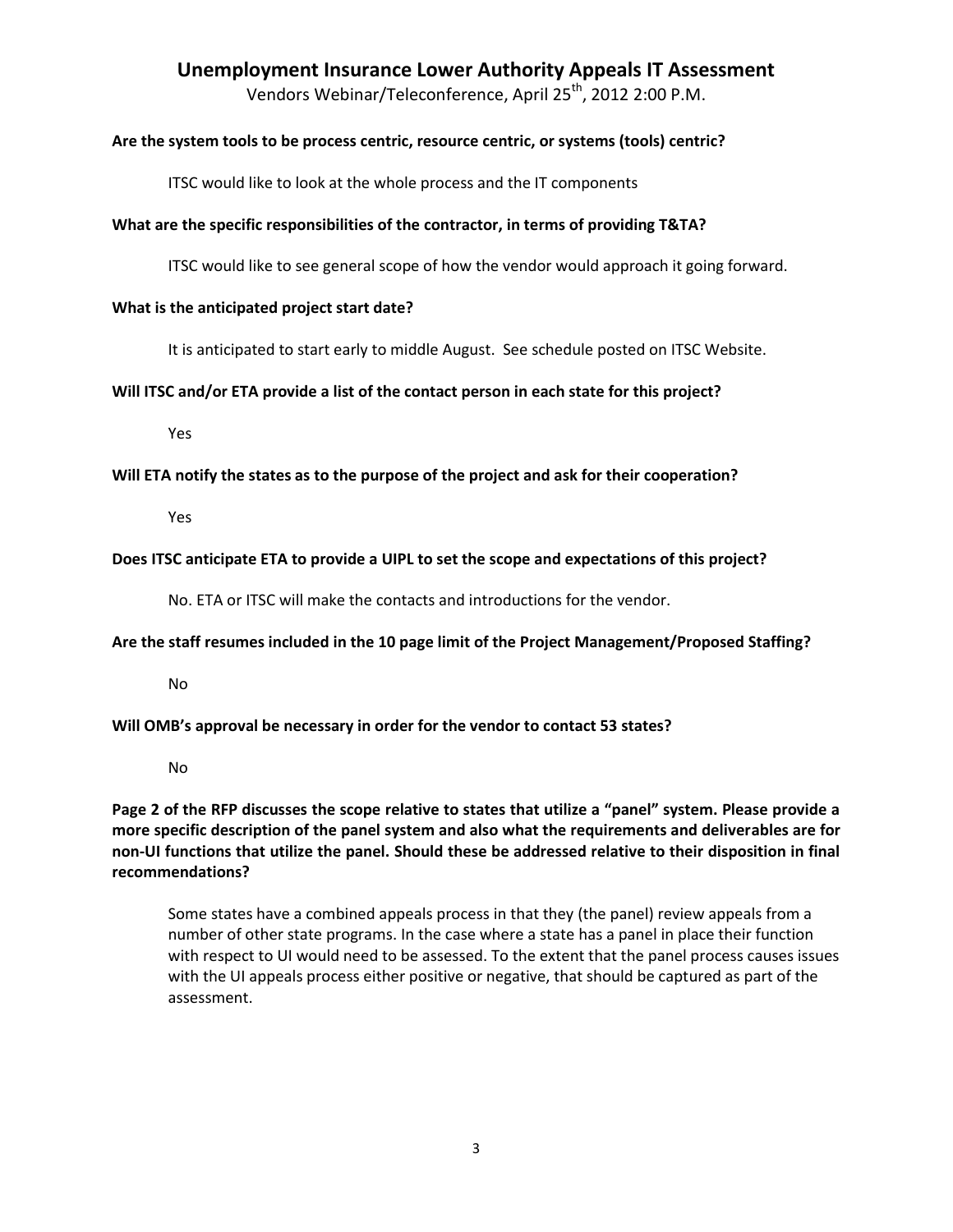# Unemployment Insurance Lower Authority Appeals IT Assessment

Vendors Webinar/Teleconference, April 25th, 2012 2:00 P.M.

**Are the system tools to be process centric, resource centric, or systems (tools) centric?**

ITSC would like to look at the whole process and the IT components

**What are the specific responsibilities of the contractor, in terms of providing T&TA?**

ITSC would like to see general scope of how the vendor would approach it going forward.

**What is the anticipated project start date?**

It is anticipated to start early to middle August. See schedule posted on ITSC Website.

**Will ITSC and/or ETA provide a list of the contact person in each state for this project?**

Yes

**Will ETA notify the states as to the purpose of the project and ask for their cooperation?**

Yes

**Does ITSC anticipate ETA to provide a UIPL to set the scope and expectations of this project?**

No. ETA or ITSC will make the contacts and introductions for the vendor.

**Are the staff resumes included in the 10 page limit of the Project Management/Proposed Staffing?**

No

**Will OMB's approval be necessary in order for the vendor to contact 53 states?**

No

**Page 2 of the RFP discusses the scope relative to states that utilize a "panel" system. Please provide a more specific description of the panel system and also what the requirements and deliverables are for non-UI functions that utilize the panel. Should these be addressed relative to their disposition in final recommendations?**

Some states have a combined appeals process in that they (the panel) review appeals from a number of other state programs. In the case where a state has a panel in place their function with respect to UI would need to be assessed. To the extent that the panel process causes issues with the UI appeals process either positive or negative, that should be captured as part of the assessment.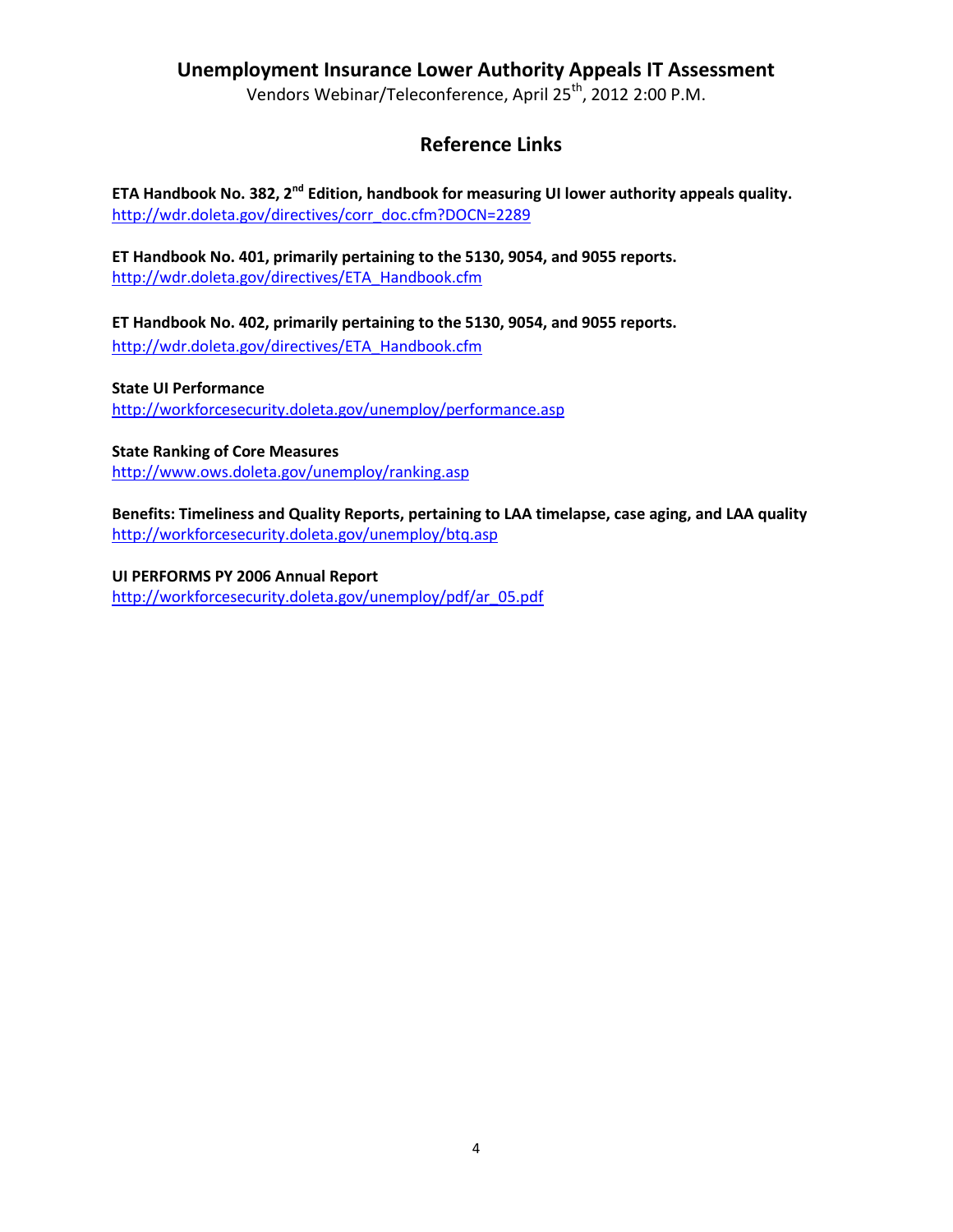# Unemployment Insurance Lower Authority Appeals IT Assessment

Vendors Webinar/Teleconference, April 25th, 2012 2:00 P.M.

## Reference Links

**ETA Handbook No. 382, 2nd Edition, handbook for measuring UI lower authority appeals quality.**
http://wdr.doleta.gov/directives/corr_doc.cfm?DOCN=2289

**ET Handbook No. 401, primarily pertaining to the 5130, 9054, and 9055 reports.**
http://wdr.doleta.gov/directives/ETA_Handbook.cfm

**ET Handbook No. 402, primarily pertaining to the 5130, 9054, and 9055 reports.**
http://wdr.doleta.gov/directives/ETA_Handbook.cfm

**State UI Performance**
http://workforcesecurity.doleta.gov/unemploy/performance.asp

**State Ranking of Core Measures**
http://www.ows.doleta.gov/unemploy/ranking.asp

**Benefits: Timeliness and Quality Reports, pertaining to LAA timelapse, case aging, and LAA quality**
http://workforcesecurity.doleta.gov/unemploy/btq.asp

**UI PERFORMS PY 2006 Annual Report**
http://workforcesecurity.doleta.gov/unemploy/pdf/ar_05.pdf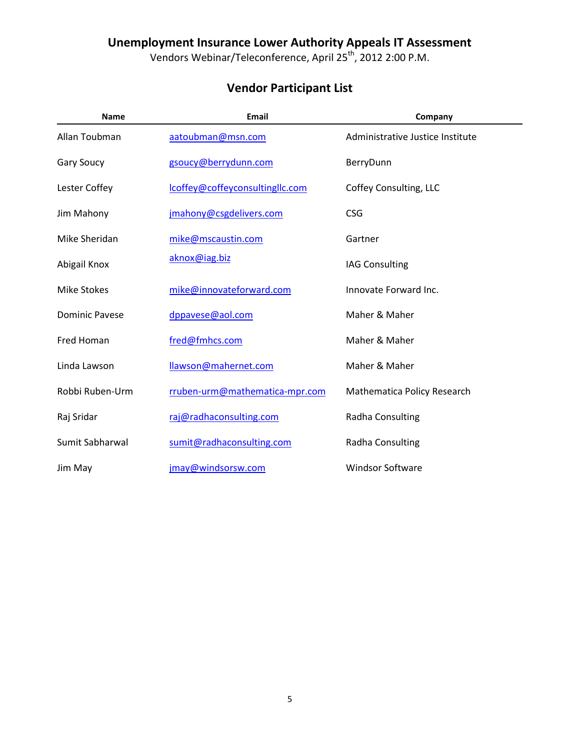# Unemployment Insurance Lower Authority Appeals IT Assessment

Vendors Webinar/Teleconference, April 25th, 2012 2:00 P.M.

## Vendor Participant List

| Name | Email | Company |
|---|---|---|
| Allan Toubman | aatoubman@msn.com | Administrative Justice Institute |
| Gary Soucy | gsoucy@berrydunn.com | BerryDunn |
| Lester Coffey | lcoffey@coffeyconsultingllc.com | Coffey Consulting, LLC |
| Jim Mahony | jmahony@csgdelivers.com | CSG |
| Mike Sheridan | mike@mscaustin.com | Gartner |
| Abigail Knox | aknox@iag.biz | IAG Consulting |
| Mike Stokes | mike@innovateforward.com | Innovate Forward Inc. |
| Dominic Pavese | dppavese@aol.com | Maher & Maher |
| Fred Homan | fred@fmhcs.com | Maher & Maher |
| Linda Lawson | llawson@mahernet.com | Maher & Maher |
| Robbi Ruben-Urm | rruben-urm@mathematica-mpr.com | Mathematica Policy Research |
| Raj Sridar | raj@radhaconsulting.com | Radha Consulting |
| Sumit Sabharwal | sumit@radhaconsulting.com | Radha Consulting |
| Jim May | jmay@windsorsw.com | Windsor Software |